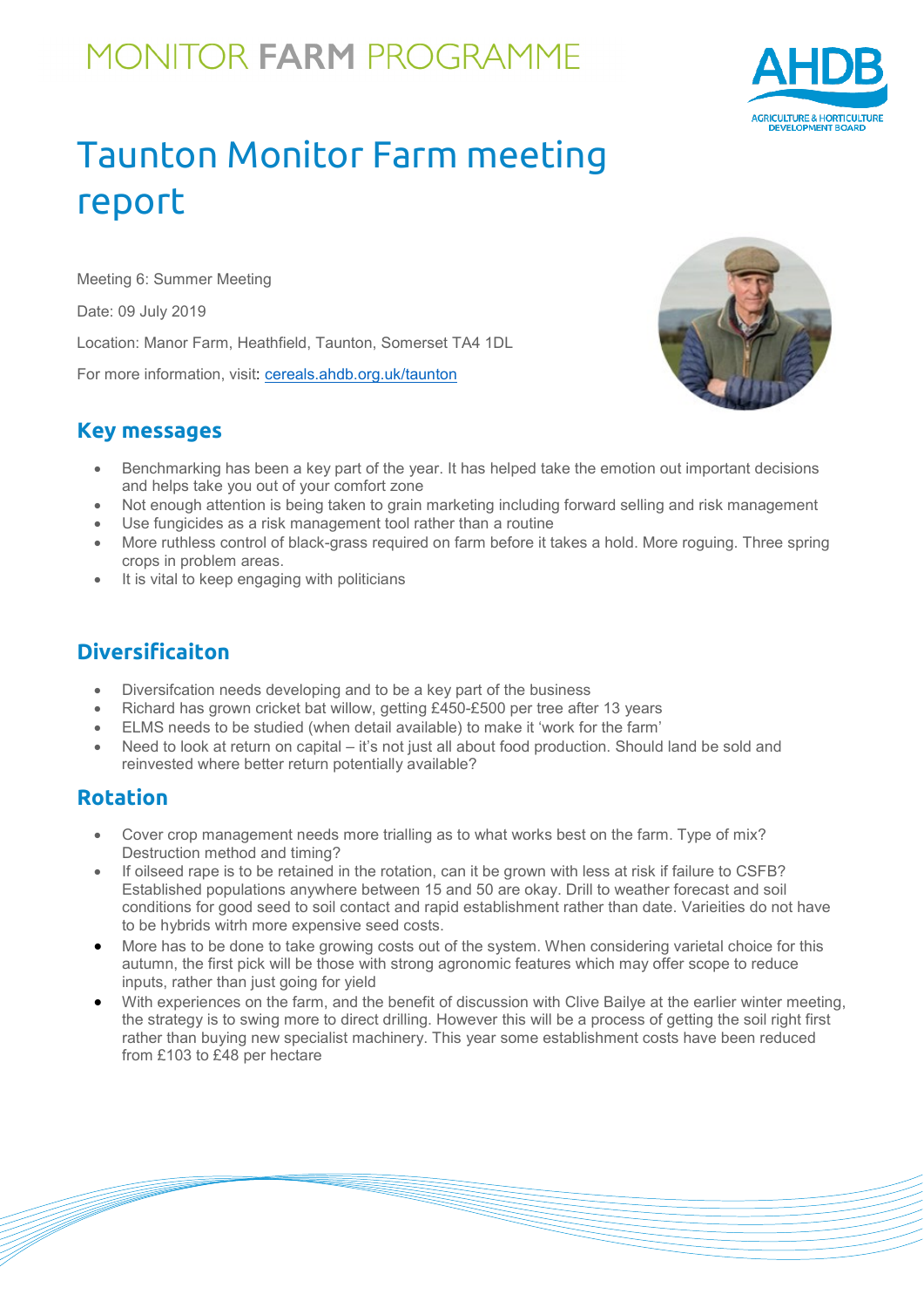MONITOR **FARM** PROGRAMME

# Taunton Monitor Farm meeting report

Meeting 6: Summer Meeting

Date: 09 July 2019

Location: Manor Farm, Heathfield, Taunton, Somerset TA4 1DL

For more information, visit: cereals.ahdb.org.uk/taunton

## Key messages

- Benchmarking has been a key part of the year. It has helped take the emotion out important decisions and helps take you out of your comfort zone
- Not enough attention is being taken to grain marketing including forward selling and risk management
- Use fungicides as a risk management tool rather than a routine
- More ruthless control of black-grass required on farm before it takes a hold. More roguing. Three spring crops in problem areas.
- It is vital to keep engaging with politicians

## Diversificaiton

- Diversifcation needs developing and to be a key part of the business
- Richard has grown cricket bat willow, getting £450-£500 per tree after 13 years
- ELMS needs to be studied (when detail available) to make it 'work for the farm'
- Need to look at return on capital – it's not just all about food production. Should land be sold and reinvested where better return potentially available?

## Rotation

- Cover crop management needs more trialling as to what works best on the farm. Type of mix? Destruction method and timing?
- If oilseed rape is to be retained in the rotation, can it be grown with less at risk if failure to CSFB? Established populations anywhere between 15 and 50 are okay. Drill to weather forecast and soil conditions for good seed to soil contact and rapid establishment rather than date. Varieities do not have to be hybrids witrh more expensive seed costs.
- More has to be done to take growing costs out of the system. When considering varietal choice for this autumn, the first pick will be those with strong agronomic features which may offer scope to reduce inputs, rather than just going for yield
- With experiences on the farm, and the benefit of discussion with Clive Bailye at the earlier winter meeting, the strategy is to swing more to direct drilling. However this will be a process of getting the soil right first rather than buying new specialist machinery. This year some establishment costs have been reduced from £103 to £48 per hectare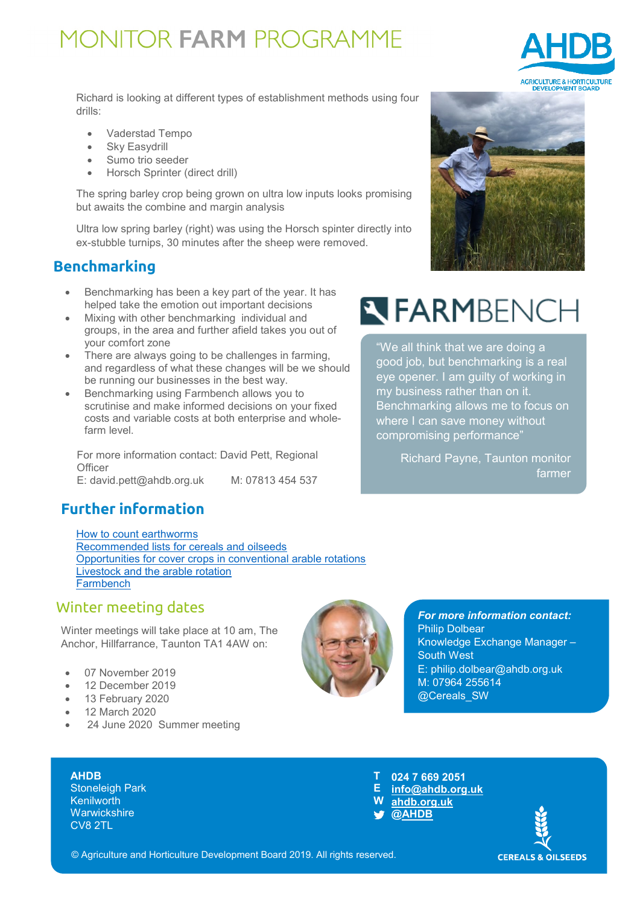# MONITOR **FARM** PROGRAMME

Richard is looking at different types of establishment methods using four drills:

- Vaderstad Tempo
- Sky Easydrill
- Sumo trio seeder
- Horsch Sprinter (direct drill)

The spring barley crop being grown on ultra low inputs looks promising but awaits the combine and margin analysis

Ultra low spring barley (right) was using the Horsch spinter directly into ex-stubble turnips, 30 minutes after the sheep were removed.

## Benchmarking

- Benchmarking has been a key part of the year. It has helped take the emotion out important decisions
- Mixing with other benchmarking individual and groups, in the area and further afield takes you out of your comfort zone
- There are always going to be challenges in farming, and regardless of what these changes will be we should be running our businesses in the best way.
- Benchmarking using Farmbench allows you to scrutinise and make informed decisions on your fixed costs and variable costs at both enterprise and whole-farm level.

For more information contact: David Pett, Regional Officer
E: david.pett@ahdb.org.uk M: 07813 454 537

FARMBENCH

"We all think that we are doing a good job, but benchmarking is a real eye opener. I am guilty of working in my business rather than on it. Benchmarking allows me to focus on where I can save money without compromising performance"

Richard Payne, Taunton monitor farmer

## Further information

How to count earthworms
Recommended lists for cereals and oilseeds
Opportunities for cover crops in conventional arable rotations
Livestock and the arable rotation
Farmbench

## Winter meeting dates

Winter meetings will take place at 10 am, The Anchor, Hillfarrance, Taunton TA1 4AW on:

- 07 November 2019
- 12 December 2019
- 13 February 2020
- 12 March 2020
- 24 June 2020 Summer meeting

***For more information contact:***
Philip Dolbear
Knowledge Exchange Manager – South West
E: philip.dolbear@ahdb.org.uk
M: 07964 255614
@Cereals_SW

**AHDB**
Stoneleigh Park
Kenilworth
Warwickshire
CV8 2TL

**T** 024 7 669 2051
**E** info@ahdb.org.uk
**W** ahdb.org.uk
@AHDB

© Agriculture and Horticulture Development Board 2019. All rights reserved.

CEREALS & OILSEEDS